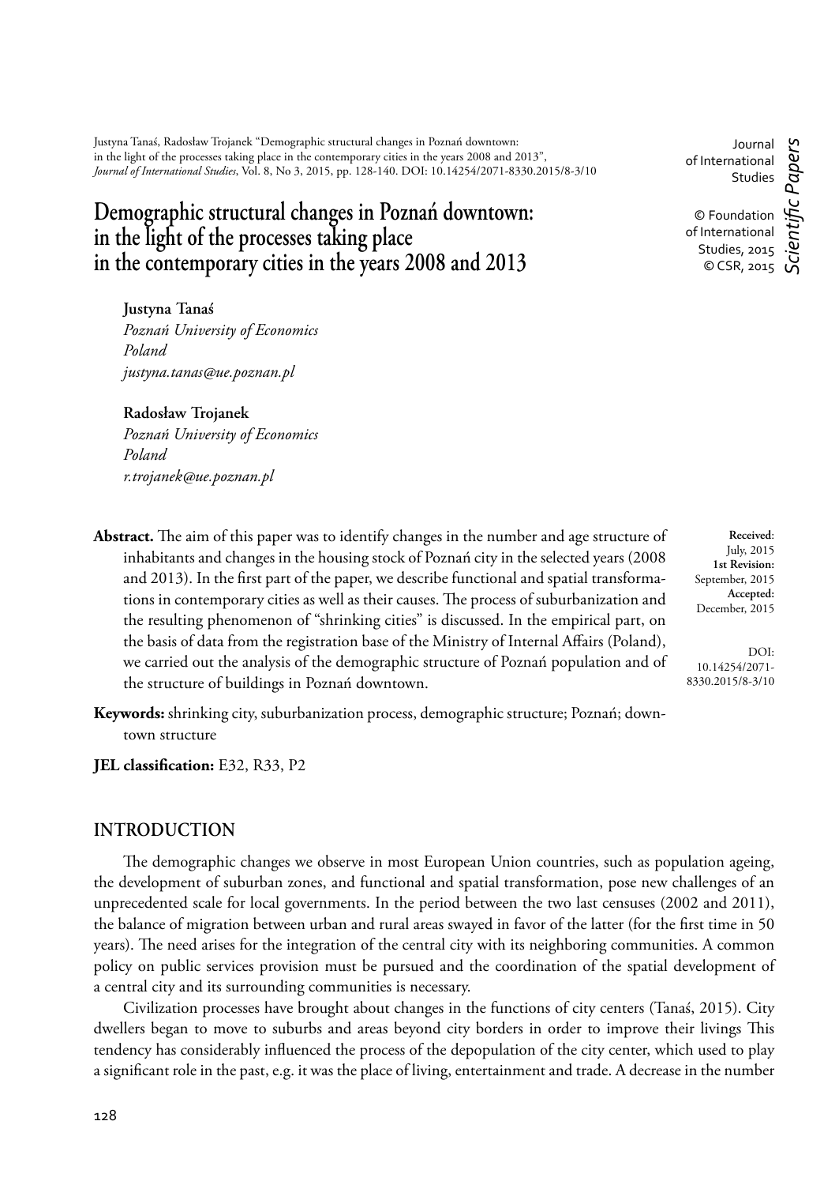Justyna Tanaś, Radosław Trojanek "Demographic structural changes in Poznań downtown: in the light of the processes taking place in the contemporary cities in the years 2008 and 2013", *Journal of International Studies*, Vol. 8, No 3, 2015, pp. 128-140. DOI: 10.14254/2071-8330.2015/8-3/10

Journal of International Studies

© Foundation of International Studies, 2015
© CSR, 2015

*Scientific Papers*

# Demographic structural changes in Poznań downtown: in the light of the processes taking place in the contemporary cities in the years 2008 and 2013

**Justyna Tanaś**
*Poznań University of Economics*
*Poland*
*justyna.tanas@ue.poznan.pl*

**Radosław Trojanek**
*Poznań University of Economics*
*Poland*
*r.trojanek@ue.poznan.pl*

**Received**: July, 2015
**1st Revision:** September, 2015
**Accepted:** December, 2015

DOI: 10.14254/2071-8330.2015/8-3/10

**Abstract.** The aim of this paper was to identify changes in the number and age structure of inhabitants and changes in the housing stock of Poznań city in the selected years (2008 and 2013). In the first part of the paper, we describe functional and spatial transformations in contemporary cities as well as their causes. The process of suburbanization and the resulting phenomenon of "shrinking cities" is discussed. In the empirical part, on the basis of data from the registration base of the Ministry of Internal Affairs (Poland), we carried out the analysis of the demographic structure of Poznań population and of the structure of buildings in Poznań downtown.

**Keywords:** shrinking city, suburbanization process, demographic structure; Poznań; downtown structure

**JEL classification:** E32, R33, P2

## INTRODUCTION

The demographic changes we observe in most European Union countries, such as population ageing, the development of suburban zones, and functional and spatial transformation, pose new challenges of an unprecedented scale for local governments. In the period between the two last censuses (2002 and 2011), the balance of migration between urban and rural areas swayed in favor of the latter (for the first time in 50 years). The need arises for the integration of the central city with its neighboring communities. A common policy on public services provision must be pursued and the coordination of the spatial development of a central city and its surrounding communities is necessary.

Civilization processes have brought about changes in the functions of city centers (Tanaś, 2015). City dwellers began to move to suburbs and areas beyond city borders in order to improve their livings This tendency has considerably influenced the process of the depopulation of the city center, which used to play a significant role in the past, e.g. it was the place of living, entertainment and trade. A decrease in the number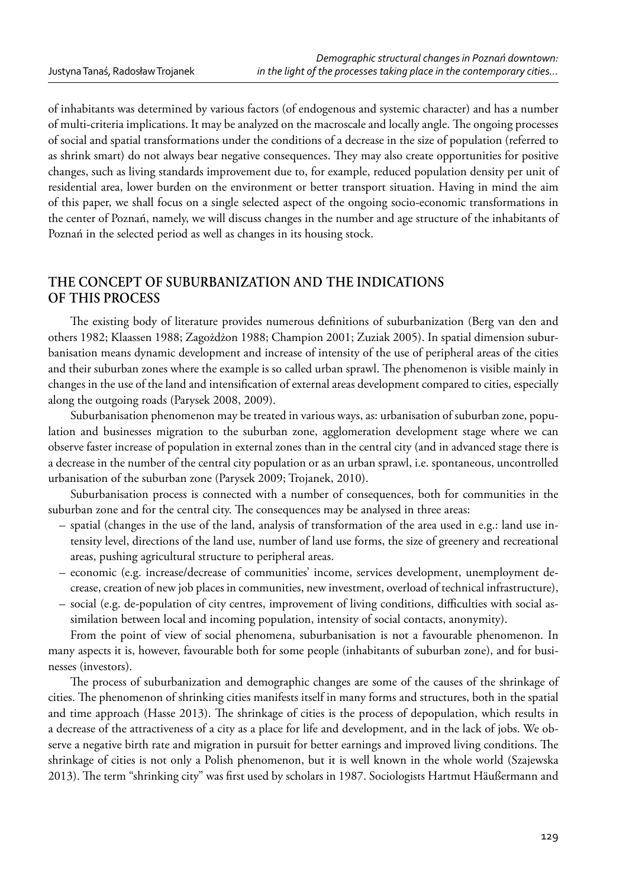of inhabitants was determined by various factors (of endogenous and systemic character) and has a number of multi-criteria implications. It may be analyzed on the macroscale and locally angle. The ongoing processes of social and spatial transformations under the conditions of a decrease in the size of population (referred to as shrink smart) do not always bear negative consequences. They may also create opportunities for positive changes, such as living standards improvement due to, for example, reduced population density per unit of residential area, lower burden on the environment or better transport situation. Having in mind the aim of this paper, we shall focus on a single selected aspect of the ongoing socio-economic transformations in the center of Poznań, namely, we will discuss changes in the number and age structure of the inhabitants of Poznań in the selected period as well as changes in its housing stock.

## THE CONCEPT OF SUBURBANIZATION AND THE INDICATIONS OF THIS PROCESS

The existing body of literature provides numerous definitions of suburbanization (Berg van den and others 1982; Klaassen 1988; Zagożdżon 1988; Champion 2001; Zuziak 2005). In spatial dimension suburbanisation means dynamic development and increase of intensity of the use of peripheral areas of the cities and their suburban zones where the example is so called urban sprawl. The phenomenon is visible mainly in changes in the use of the land and intensification of external areas development compared to cities, especially along the outgoing roads (Parysek 2008, 2009).

Suburbanisation phenomenon may be treated in various ways, as: urbanisation of suburban zone, population and businesses migration to the suburban zone, agglomeration development stage where we can observe faster increase of population in external zones than in the central city (and in advanced stage there is a decrease in the number of the central city population or as an urban sprawl, i.e. spontaneous, uncontrolled urbanisation of the suburban zone (Parysek 2009; Trojanek, 2010).

Suburbanisation process is connected with a number of consequences, both for communities in the suburban zone and for the central city. The consequences may be analysed in three areas:

– spatial (changes in the use of the land, analysis of transformation of the area used in e.g.: land use intensity level, directions of the land use, number of land use forms, the size of greenery and recreational areas, pushing agricultural structure to peripheral areas.
– economic (e.g. increase/decrease of communities' income, services development, unemployment decrease, creation of new job places in communities, new investment, overload of technical infrastructure),
– social (e.g. de-population of city centres, improvement of living conditions, difficulties with social assimilation between local and incoming population, intensity of social contacts, anonymity).

From the point of view of social phenomena, suburbanisation is not a favourable phenomenon. In many aspects it is, however, favourable both for some people (inhabitants of suburban zone), and for businesses (investors).

The process of suburbanization and demographic changes are some of the causes of the shrinkage of cities. The phenomenon of shrinking cities manifests itself in many forms and structures, both in the spatial and time approach (Hasse 2013). The shrinkage of cities is the process of depopulation, which results in a decrease of the attractiveness of a city as a place for life and development, and in the lack of jobs. We observe a negative birth rate and migration in pursuit for better earnings and improved living conditions. The shrinkage of cities is not only a Polish phenomenon, but it is well known in the whole world (Szajewska 2013). The term "shrinking city" was first used by scholars in 1987. Sociologists Hartmut Häußermann and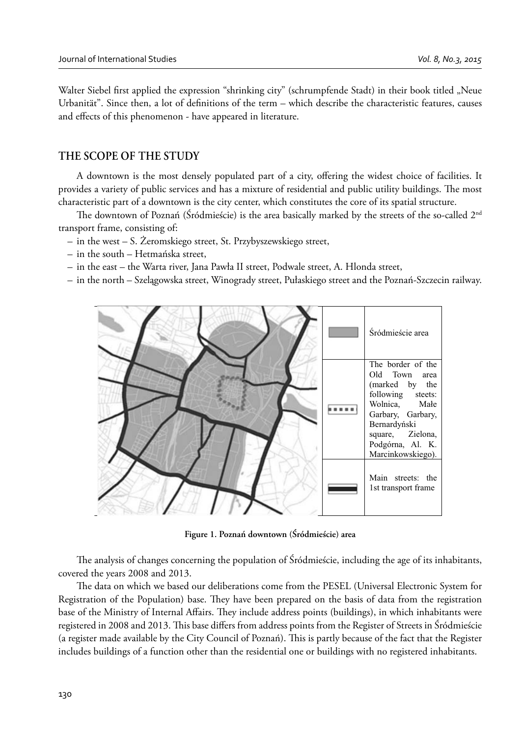Walter Siebel first applied the expression "shrinking city" (schrumpfende Stadt) in their book titled „Neue Urbanität". Since then, a lot of definitions of the term – which describe the characteristic features, causes and effects of this phenomenon - have appeared in literature.

## THE SCOPE OF THE STUDY

A downtown is the most densely populated part of a city, offering the widest choice of facilities. It provides a variety of public services and has a mixture of residential and public utility buildings. The most characteristic part of a downtown is the city center, which constitutes the core of its spatial structure.

The downtown of Poznań (Śródmieście) is the area basically marked by the streets of the so-called 2[nd] transport frame, consisting of:

- in the west – S. Żeromskiego street, St. Przybyszewskiego street,
- in the south – Hetmańska street,
- in the east – the Warta river, Jana Pawła II street, Podwale street, A. Hlonda street,
- in the north – Szelągowska street, Winogrady street, Pułaskiego street and the Poznań-Szczecin railway.

| | |
|---|---|
| | Śródmieście area |
| | The border of the Old Town area (marked by the following steets: Wolnica, Małe Garbary, Garbary, Bernardyński square, Zielona, Podgórna, Al. K. Marcinkowskiego). |
| | Main streets: the 1st transport frame |

**Figure 1. Poznań downtown (Śródmieście) area**

The analysis of changes concerning the population of Śródmieście, including the age of its inhabitants, covered the years 2008 and 2013.

The data on which we based our deliberations come from the PESEL (Universal Electronic System for Registration of the Population) base. They have been prepared on the basis of data from the registration base of the Ministry of Internal Affairs. They include address points (buildings), in which inhabitants were registered in 2008 and 2013. This base differs from address points from the Register of Streets in Śródmieście (a register made available by the City Council of Poznań). This is partly because of the fact that the Register includes buildings of a function other than the residential one or buildings with no registered inhabitants.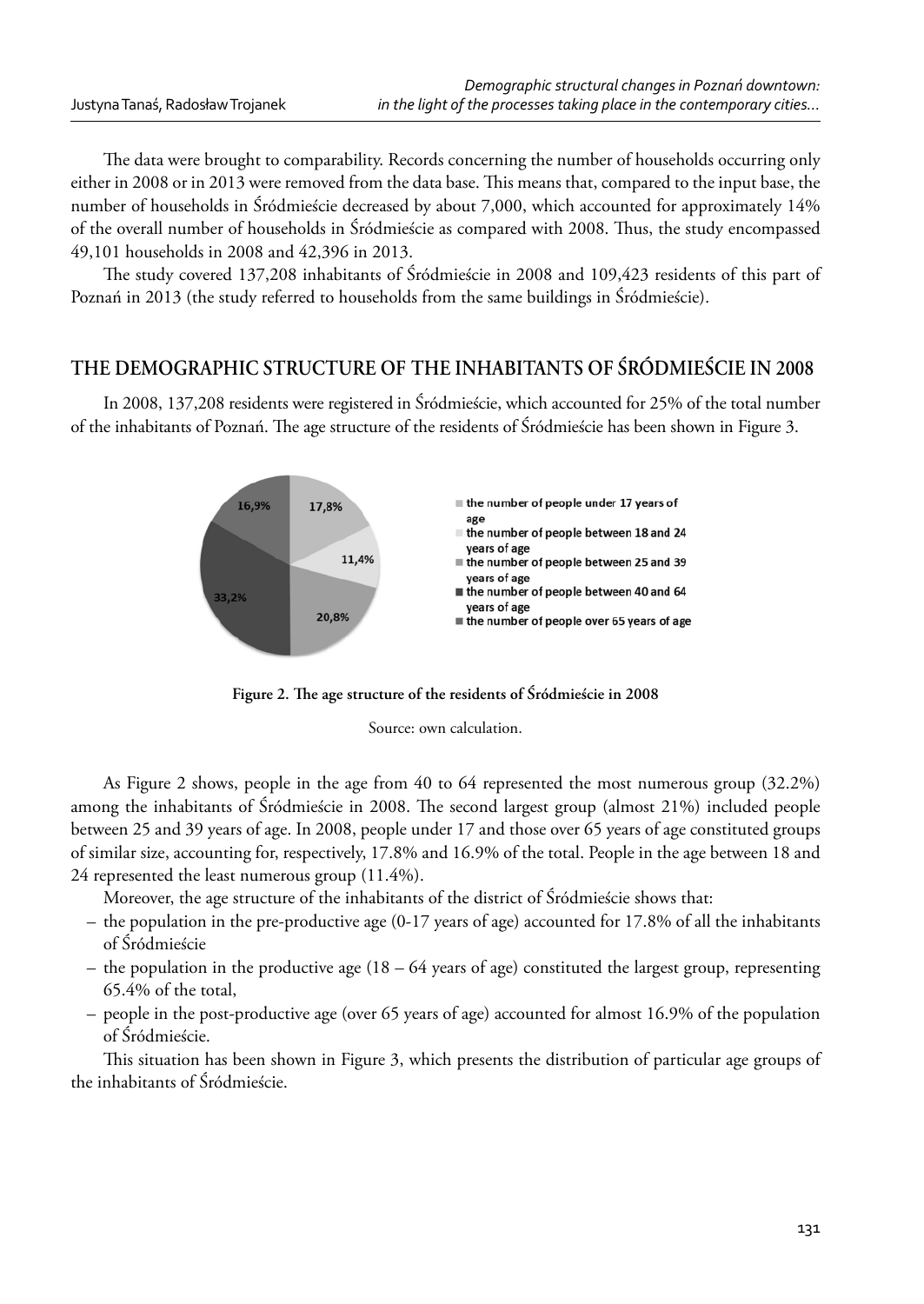The data were brought to comparability. Records concerning the number of households occurring only either in 2008 or in 2013 were removed from the data base. This means that, compared to the input base, the number of households in Śródmieście decreased by about 7,000, which accounted for approximately 14% of the overall number of households in Śródmieście as compared with 2008. Thus, the study encompassed 49,101 households in 2008 and 42,396 in 2013.

The study covered 137,208 inhabitants of Śródmieście in 2008 and 109,423 residents of this part of Poznań in 2013 (the study referred to households from the same buildings in Śródmieście).

## THE DEMOGRAPHIC STRUCTURE OF THE INHABITANTS OF ŚRÓDMIEŚCIE IN 2008

In 2008, 137,208 residents were registered in Śródmieście, which accounted for 25% of the total number of the inhabitants of Poznań. The age structure of the residents of Śródmieście has been shown in Figure 3.

16,9% 17,8% 11,4% 33,2% 20,8%

- the number of people under 17 years of age
- the number of people between 18 and 24 years of age
- the number of people between 25 and 39 years of age
- the number of people between 40 and 64 years of age
- the number of people over 65 years of age

**Figure 2. The age structure of the residents of Śródmieście in 2008**

Source: own calculation.

As Figure 2 shows, people in the age from 40 to 64 represented the most numerous group (32.2%) among the inhabitants of Śródmieście in 2008. The second largest group (almost 21%) included people between 25 and 39 years of age. In 2008, people under 17 and those over 65 years of age constituted groups of similar size, accounting for, respectively, 17.8% and 16.9% of the total. People in the age between 18 and 24 represented the least numerous group (11.4%).

Moreover, the age structure of the inhabitants of the district of Śródmieście shows that:

- the population in the pre-productive age (0-17 years of age) accounted for 17.8% of all the inhabitants of Śródmieście
- the population in the productive age (18 – 64 years of age) constituted the largest group, representing 65.4% of the total,
- people in the post-productive age (over 65 years of age) accounted for almost 16.9% of the population of Śródmieście.

This situation has been shown in Figure 3, which presents the distribution of particular age groups of the inhabitants of Śródmieście.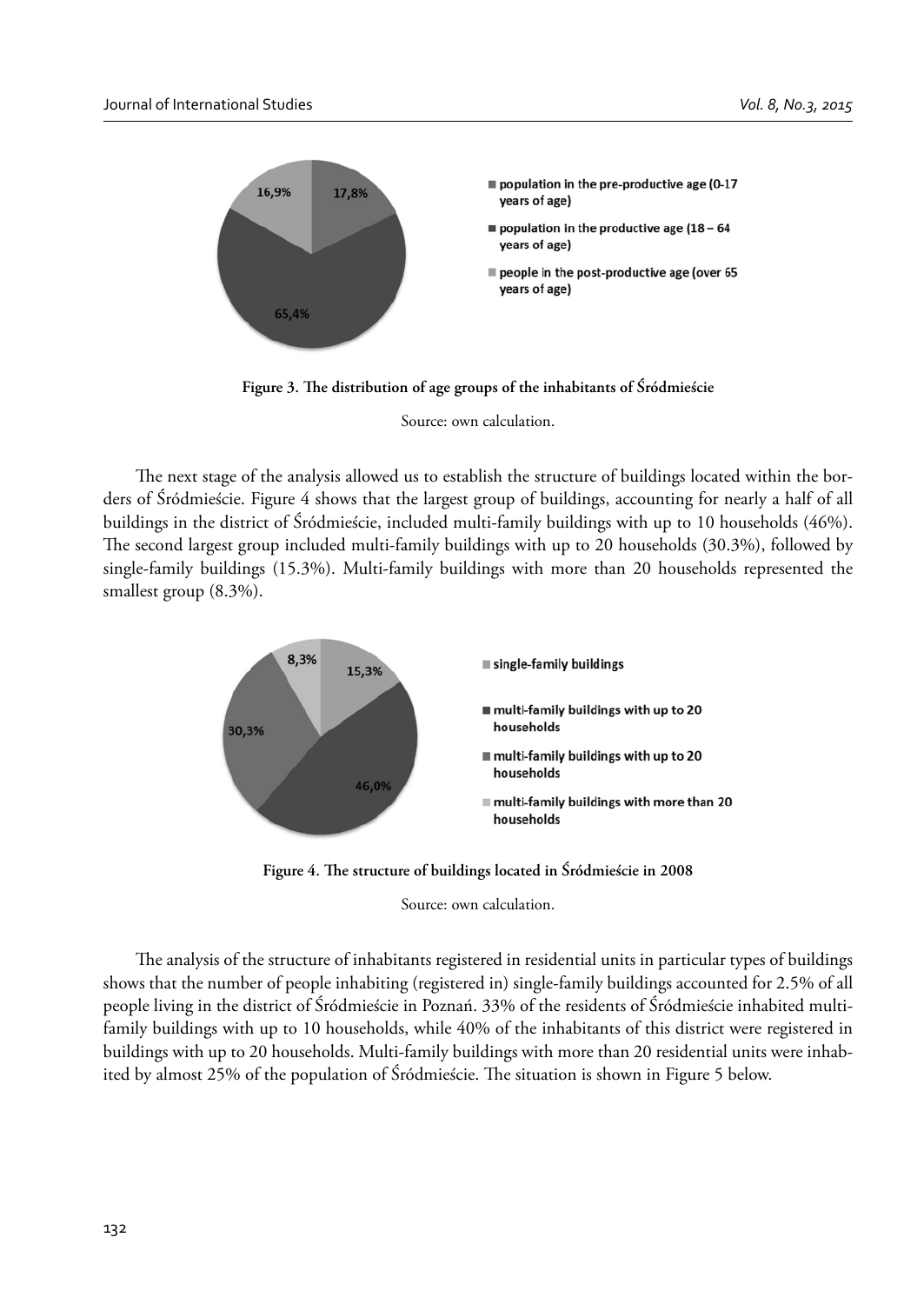Figure 3. The distribution of age groups of the inhabitants of Śródmieście

Source: own calculation.

The next stage of the analysis allowed us to establish the structure of buildings located within the borders of Śródmieście. Figure 4 shows that the largest group of buildings, accounting for nearly a half of all buildings in the district of Śródmieście, included multi-family buildings with up to 10 households (46%). The second largest group included multi-family buildings with up to 20 households (30.3%), followed by single-family buildings (15.3%). Multi-family buildings with more than 20 households represented the smallest group (8.3%).

Figure 4. The structure of buildings located in Śródmieście in 2008

Source: own calculation.

The analysis of the structure of inhabitants registered in residential units in particular types of buildings shows that the number of people inhabiting (registered in) single-family buildings accounted for 2.5% of all people living in the district of Śródmieście in Poznań. 33% of the residents of Śródmieście inhabited multi-family buildings with up to 10 households, while 40% of the inhabitants of this district were registered in buildings with up to 20 households. Multi-family buildings with more than 20 residential units were inhabited by almost 25% of the population of Śródmieście. The situation is shown in Figure 5 below.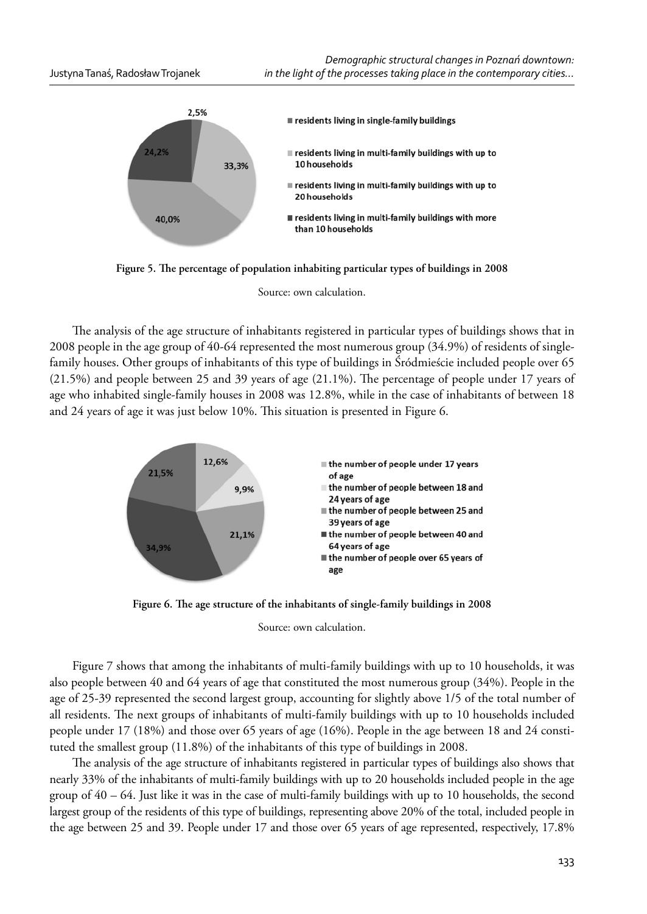**Figure 5. The percentage of population inhabiting particular types of buildings in 2008**

Source: own calculation.

The analysis of the age structure of inhabitants registered in particular types of buildings shows that in 2008 people in the age group of 40-64 represented the most numerous group (34.9%) of residents of single-family houses. Other groups of inhabitants of this type of buildings in Śródmieście included people over 65 (21.5%) and people between 25 and 39 years of age (21.1%). The percentage of people under 17 years of age who inhabited single-family houses in 2008 was 12.8%, while in the case of inhabitants of between 18 and 24 years of age it was just below 10%. This situation is presented in Figure 6.

**Figure 6. The age structure of the inhabitants of single-family buildings in 2008**

Source: own calculation.

Figure 7 shows that among the inhabitants of multi-family buildings with up to 10 households, it was also people between 40 and 64 years of age that constituted the most numerous group (34%). People in the age of 25-39 represented the second largest group, accounting for slightly above 1/5 of the total number of all residents. The next groups of inhabitants of multi-family buildings with up to 10 households included people under 17 (18%) and those over 65 years of age (16%). People in the age between 18 and 24 constituted the smallest group (11.8%) of the inhabitants of this type of buildings in 2008.

The analysis of the age structure of inhabitants registered in particular types of buildings also shows that nearly 33% of the inhabitants of multi-family buildings with up to 20 households included people in the age group of 40 – 64. Just like it was in the case of multi-family buildings with up to 10 households, the second largest group of the residents of this type of buildings, representing above 20% of the total, included people in the age between 25 and 39. People under 17 and those over 65 years of age represented, respectively, 17.8%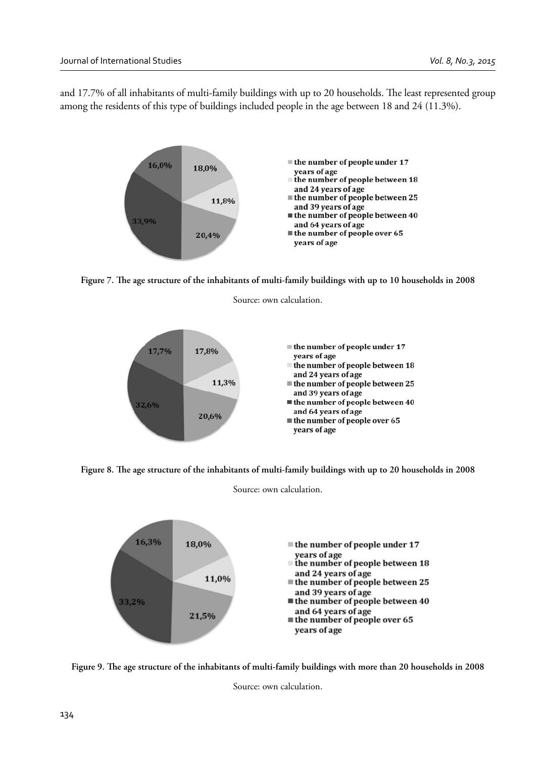and 17.7% of all inhabitants of multi-family buildings with up to 20 households. The least represented group among the residents of this type of buildings included people in the age between 18 and 24 (11.3%).

**Figure 7. The age structure of the inhabitants of multi-family buildings with up to 10 households in 2008**

Source: own calculation.

**Figure 8. The age structure of the inhabitants of multi-family buildings with up to 20 households in 2008**

Source: own calculation.

**Figure 9. The age structure of the inhabitants of multi-family buildings with more than 20 households in 2008**

Source: own calculation.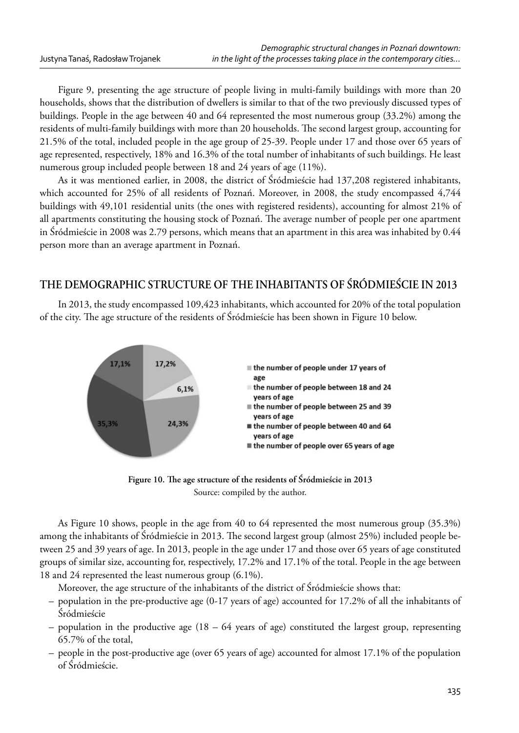Figure 9, presenting the age structure of people living in multi-family buildings with more than 20 households, shows that the distribution of dwellers is similar to that of the two previously discussed types of buildings. People in the age between 40 and 64 represented the most numerous group (33.2%) among the residents of multi-family buildings with more than 20 households. The second largest group, accounting for 21.5% of the total, included people in the age group of 25-39. People under 17 and those over 65 years of age represented, respectively, 18% and 16.3% of the total number of inhabitants of such buildings. He least numerous group included people between 18 and 24 years of age (11%).

As it was mentioned earlier, in 2008, the district of Śródmieście had 137,208 registered inhabitants, which accounted for 25% of all residents of Poznań. Moreover, in 2008, the study encompassed 4,744 buildings with 49,101 residential units (the ones with registered residents), accounting for almost 21% of all apartments constituting the housing stock of Poznań. The average number of people per one apartment in Śródmieście in 2008 was 2.79 persons, which means that an apartment in this area was inhabited by 0.44 person more than an average apartment in Poznań.

## THE DEMOGRAPHIC STRUCTURE OF THE INHABITANTS OF ŚRÓDMIEŚCIE IN 2013

In 2013, the study encompassed 109,423 inhabitants, which accounted for 20% of the total population of the city. The age structure of the residents of Śródmieście has been shown in Figure 10 below.

17,2% — the number of people under 17 years of age
6,1% — the number of people between 18 and 24 years of age
24,3% — the number of people between 25 and 39 years of age
35,3% — the number of people between 40 and 64 years of age
17,1% — the number of people over 65 years of age

**Figure 10. The age structure of the residents of Śródmieście in 2013**
Source: compiled by the author.

As Figure 10 shows, people in the age from 40 to 64 represented the most numerous group (35.3%) among the inhabitants of Śródmieście in 2013. The second largest group (almost 25%) included people between 25 and 39 years of age. In 2013, people in the age under 17 and those over 65 years of age constituted groups of similar size, accounting for, respectively, 17.2% and 17.1% of the total. People in the age between 18 and 24 represented the least numerous group (6.1%).

Moreover, the age structure of the inhabitants of the district of Śródmieście shows that:

- population in the pre-productive age (0-17 years of age) accounted for 17.2% of all the inhabitants of Śródmieście
- population in the productive age (18 – 64 years of age) constituted the largest group, representing 65.7% of the total,
- people in the post-productive age (over 65 years of age) accounted for almost 17.1% of the population of Śródmieście.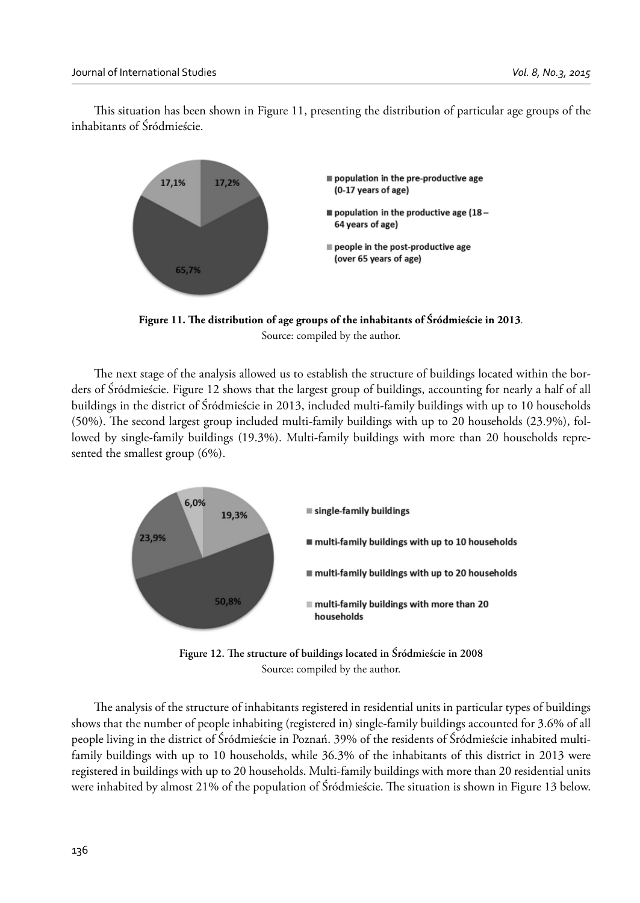This situation has been shown in Figure 11, presenting the distribution of particular age groups of the inhabitants of Śródmieście.

**Figure 11. The distribution of age groups of the inhabitants of Śródmieście in 2013**.
Source: compiled by the author.

The next stage of the analysis allowed us to establish the structure of buildings located within the borders of Śródmieście. Figure 12 shows that the largest group of buildings, accounting for nearly a half of all buildings in the district of Śródmieście in 2013, included multi-family buildings with up to 10 households (50%). The second largest group included multi-family buildings with up to 20 households (23.9%), followed by single-family buildings (19.3%). Multi-family buildings with more than 20 households represented the smallest group (6%).

**Figure 12. The structure of buildings located in Śródmieście in 2008**
Source: compiled by the author.

The analysis of the structure of inhabitants registered in residential units in particular types of buildings shows that the number of people inhabiting (registered in) single-family buildings accounted for 3.6% of all people living in the district of Śródmieście in Poznań. 39% of the residents of Śródmieście inhabited multi-family buildings with up to 10 households, while 36.3% of the inhabitants of this district in 2013 were registered in buildings with up to 20 households. Multi-family buildings with more than 20 residential units were inhabited by almost 21% of the population of Śródmieście. The situation is shown in Figure 13 below.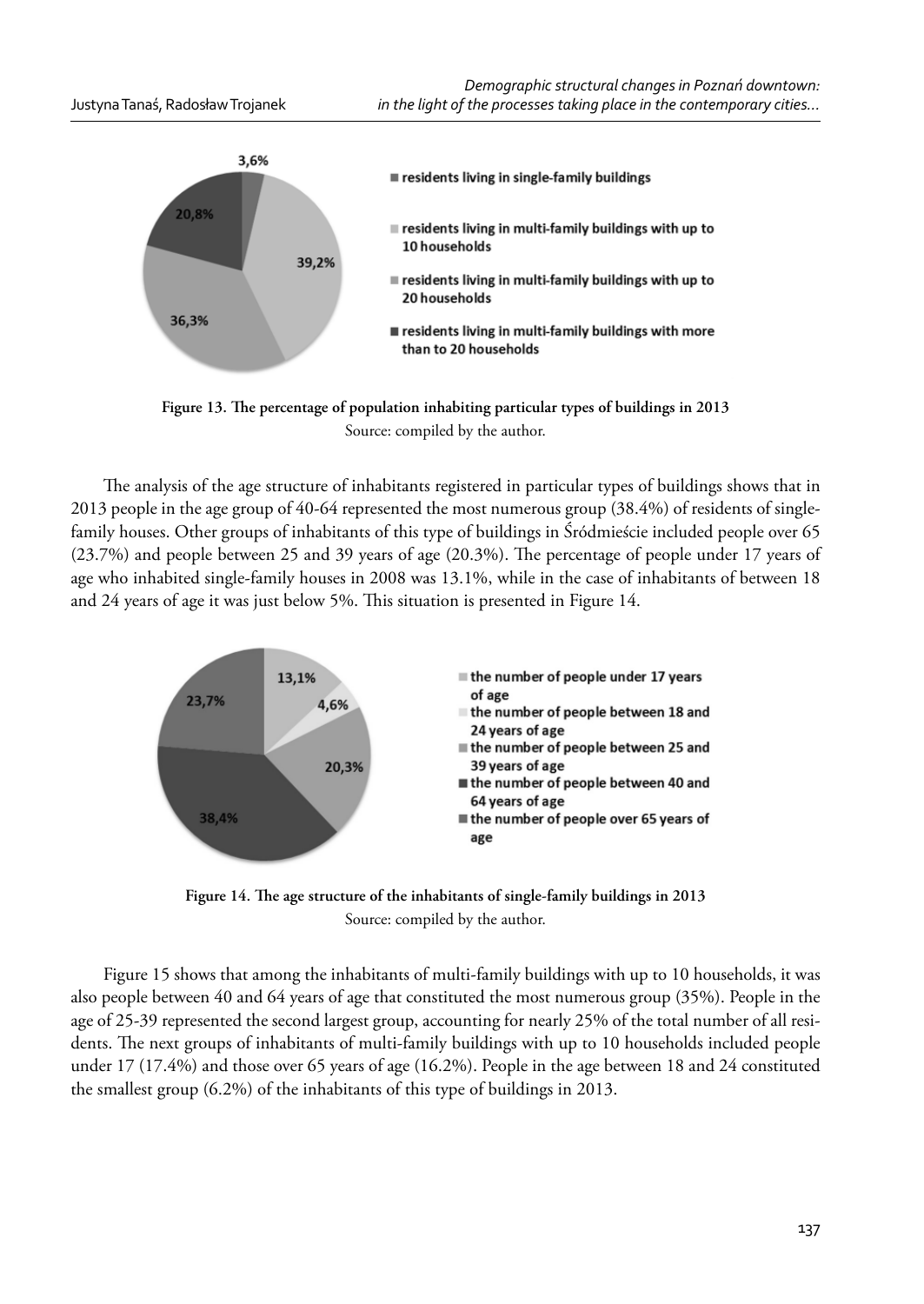**Figure 13. The percentage of population inhabiting particular types of buildings in 2013**
Source: compiled by the author.

The analysis of the age structure of inhabitants registered in particular types of buildings shows that in 2013 people in the age group of 40-64 represented the most numerous group (38.4%) of residents of single-family houses. Other groups of inhabitants of this type of buildings in Śródmieście included people over 65 (23.7%) and people between 25 and 39 years of age (20.3%). The percentage of people under 17 years of age who inhabited single-family houses in 2008 was 13.1%, while in the case of inhabitants of between 18 and 24 years of age it was just below 5%. This situation is presented in Figure 14.

**Figure 14. The age structure of the inhabitants of single-family buildings in 2013**
Source: compiled by the author.

Figure 15 shows that among the inhabitants of multi-family buildings with up to 10 households, it was also people between 40 and 64 years of age that constituted the most numerous group (35%). People in the age of 25-39 represented the second largest group, accounting for nearly 25% of the total number of all residents. The next groups of inhabitants of multi-family buildings with up to 10 households included people under 17 (17.4%) and those over 65 years of age (16.2%). People in the age between 18 and 24 constituted the smallest group (6.2%) of the inhabitants of this type of buildings in 2013.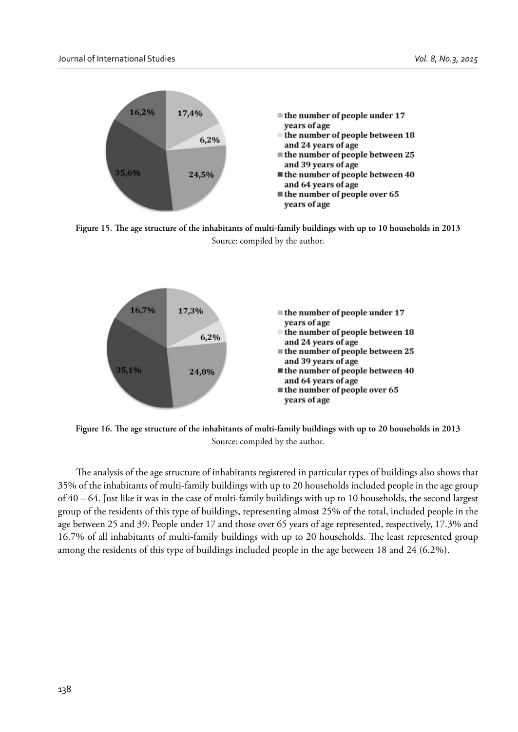Figure 15. The age structure of the inhabitants of multi-family buildings with up to 10 households in 2013

Source: compiled by the author.

Figure 16. The age structure of the inhabitants of multi-family buildings with up to 20 households in 2013

Source: compiled by the author.

The analysis of the age structure of inhabitants registered in particular types of buildings also shows that 35% of the inhabitants of multi-family buildings with up to 20 households included people in the age group of 40 – 64. Just like it was in the case of multi-family buildings with up to 10 households, the second largest group of the residents of this type of buildings, representing almost 25% of the total, included people in the age between 25 and 39. People under 17 and those over 65 years of age represented, respectively, 17.3% and 16.7% of all inhabitants of multi-family buildings with up to 20 households. The least represented group among the residents of this type of buildings included people in the age between 18 and 24 (6.2%).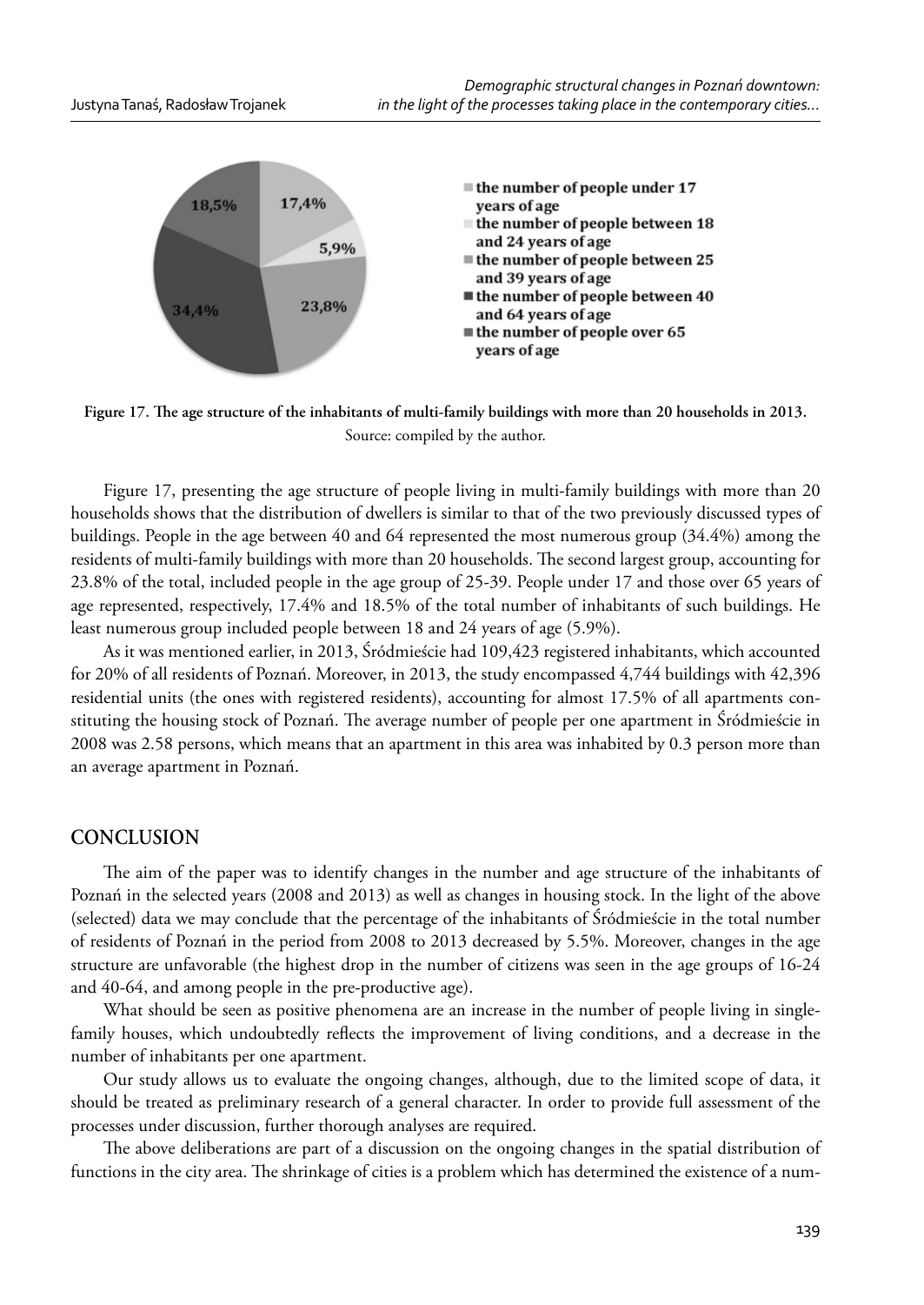Figure 17. The age structure of the inhabitants of multi-family buildings with more than 20 households in 2013.
Source: compiled by the author.

Figure 17, presenting the age structure of people living in multi-family buildings with more than 20 households shows that the distribution of dwellers is similar to that of the two previously discussed types of buildings. People in the age between 40 and 64 represented the most numerous group (34.4%) among the residents of multi-family buildings with more than 20 households. The second largest group, accounting for 23.8% of the total, included people in the age group of 25-39. People under 17 and those over 65 years of age represented, respectively, 17.4% and 18.5% of the total number of inhabitants of such buildings. He least numerous group included people between 18 and 24 years of age (5.9%).

As it was mentioned earlier, in 2013, Śródmieście had 109,423 registered inhabitants, which accounted for 20% of all residents of Poznań. Moreover, in 2013, the study encompassed 4,744 buildings with 42,396 residential units (the ones with registered residents), accounting for almost 17.5% of all apartments constituting the housing stock of Poznań. The average number of people per one apartment in Śródmieście in 2008 was 2.58 persons, which means that an apartment in this area was inhabited by 0.3 person more than an average apartment in Poznań.

## CONCLUSION

The aim of the paper was to identify changes in the number and age structure of the inhabitants of Poznań in the selected years (2008 and 2013) as well as changes in housing stock. In the light of the above (selected) data we may conclude that the percentage of the inhabitants of Śródmieście in the total number of residents of Poznań in the period from 2008 to 2013 decreased by 5.5%. Moreover, changes in the age structure are unfavorable (the highest drop in the number of citizens was seen in the age groups of 16-24 and 40-64, and among people in the pre-productive age).

What should be seen as positive phenomena are an increase in the number of people living in single-family houses, which undoubtedly reflects the improvement of living conditions, and a decrease in the number of inhabitants per one apartment.

Our study allows us to evaluate the ongoing changes, although, due to the limited scope of data, it should be treated as preliminary research of a general character. In order to provide full assessment of the processes under discussion, further thorough analyses are required.

The above deliberations are part of a discussion on the ongoing changes in the spatial distribution of functions in the city area. The shrinkage of cities is a problem which has determined the existence of a num-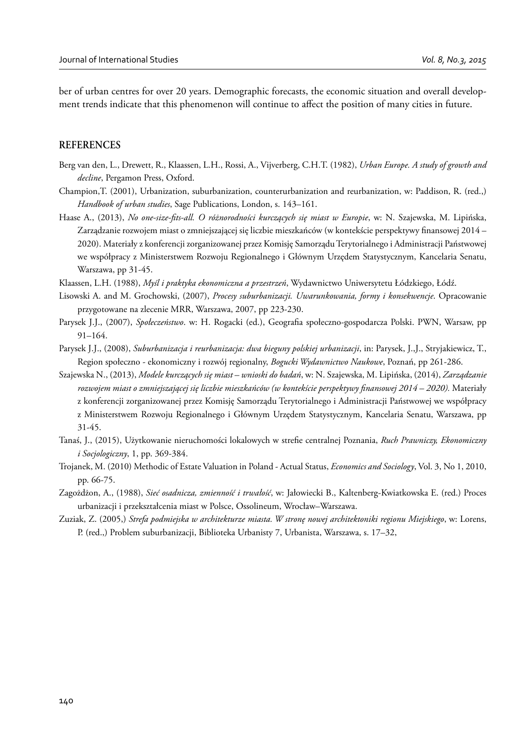ber of urban centres for over 20 years. Demographic forecasts, the economic situation and overall development trends indicate that this phenomenon will continue to affect the position of many cities in future.

## REFERENCES

Berg van den, L., Drewett, R., Klaassen, L.H., Rossi, A., Vijverberg, C.H.T. (1982), *Urban Europe. A study of growth and decline*, Pergamon Press, Oxford.

Champion,T. (2001), Urbanization, suburbanization, counterurbanization and reurbanization, w: Paddison, R. (red.,) *Handbook of urban studies*, Sage Publications, London, s. 143–161.

Haase A., (2013), *No one-size-fits-all. O różnorodności kurczących się miast w Europie*, w: N. Szajewska, M. Lipińska, Zarządzanie rozwojem miast o zmniejszającej się liczbie mieszkańców (w kontekście perspektywy finansowej 2014 – 2020). Materiały z konferencji zorganizowanej przez Komisję Samorządu Terytorialnego i Administracji Państwowej we współpracy z Ministerstwem Rozwoju Regionalnego i Głównym Urzędem Statystycznym, Kancelaria Senatu, Warszawa, pp 31-45.

Klaassen, L.H. (1988), *Myśl i praktyka ekonomiczna a przestrzeń*, Wydawnictwo Uniwersytetu Łódzkiego, Łódź.

Lisowski A. and M. Grochowski, (2007), *Procesy suburbanizacji. Uwarunkowania, formy i konsekwencje*. Opracowanie przygotowane na zlecenie MRR, Warszawa, 2007, pp 223-230.

Parysek J.J., (2007), *Społeczeństwo*. w: H. Rogacki (ed.), Geografia społeczno-gospodarcza Polski. PWN, Warsaw, pp 91–164.

Parysek J.J., (2008), *Suburbanizacja i reurbanizacja: dwa bieguny polskiej urbanizacji*, in: Parysek, J.,J., Stryjakiewicz, T., Region społeczno - ekonomiczny i rozwój regionalny, *Bogucki Wydawnictwo Naukowe*, Poznań, pp 261-286.

Szajewska N., (2013), *Modele kurczących się miast – wnioski do badań*, w: N. Szajewska, M. Lipińska, (2014), *Zarządzanie rozwojem miast o zmniejszającej się liczbie mieszkańców (w kontekście perspektywy finansowej 2014 – 2020).* Materiały z konferencji zorganizowanej przez Komisję Samorządu Terytorialnego i Administracji Państwowej we współpracy z Ministerstwem Rozwoju Regionalnego i Głównym Urzędem Statystycznym, Kancelaria Senatu, Warszawa, pp 31-45.

Tanaś, J., (2015), Użytkowanie nieruchomości lokalowych w strefie centralnej Poznania, *Ruch Prawniczy, Ekonomiczny i Socjologiczny*, 1, pp. 369-384.

Trojanek, M. (2010) Methodic of Estate Valuation in Poland - Actual Status, *Economics and Sociology*, Vol. 3, No 1, 2010, pp. 66-75.

Zagożdżon, A., (1988), *Sieć osadnicza, zmienność i trwałość*, w: Jałowiecki B., Kaltenberg-Kwiatkowska E. (red.) Proces urbanizacji i przekształcenia miast w Polsce, Ossolineum, Wrocław–Warszawa.

Zuziak, Z. (2005,) *Strefa podmiejska w architekturze miasta. W stronę nowej architektoniki regionu Miejskiego*, w: Lorens, P. (red.,) Problem suburbanizacji, Biblioteka Urbanisty 7, Urbanista, Warszawa, s. 17–32,